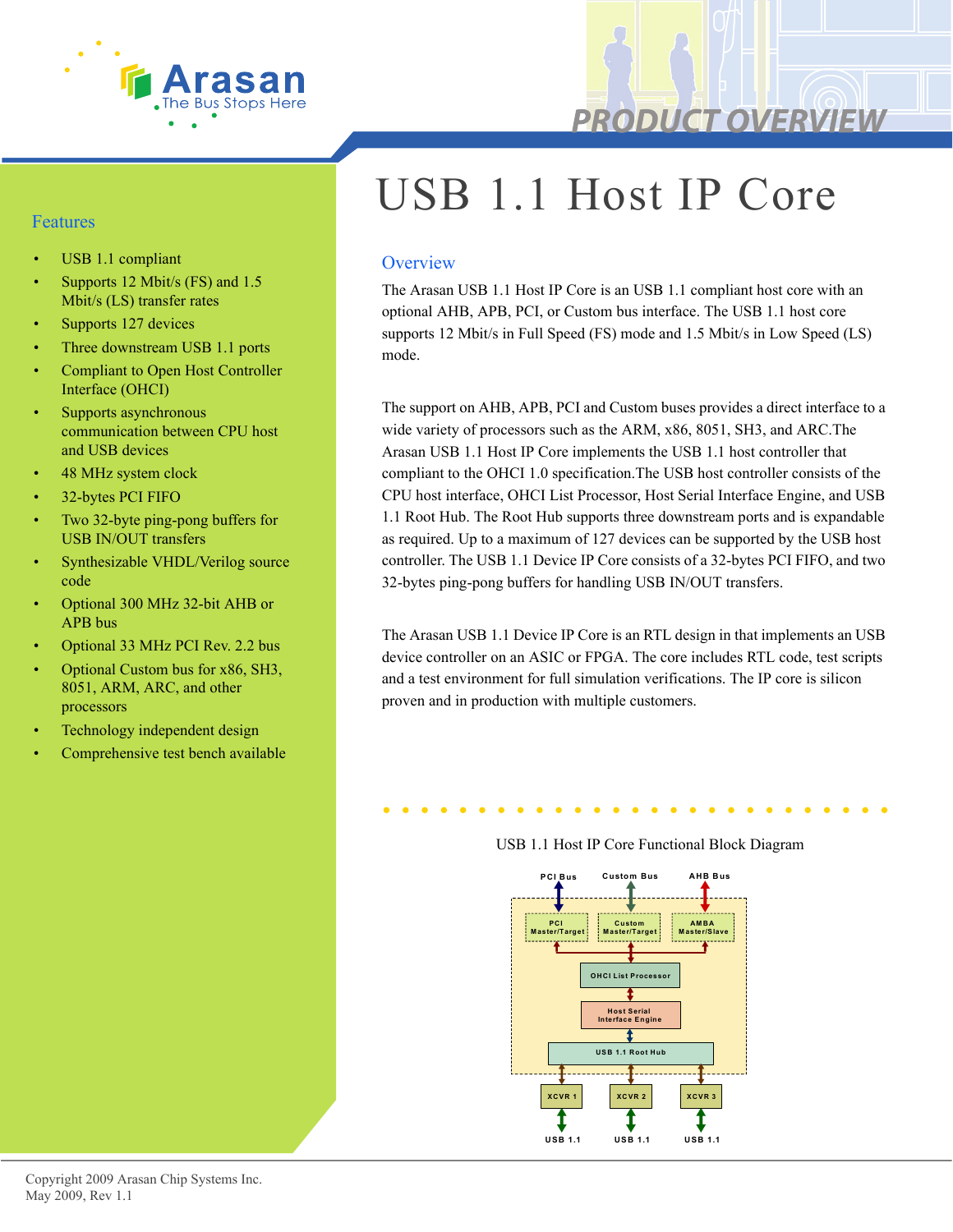# USB 1.1 Host IP Core

## Features

- USB 1.1 compliant
- Supports 12 Mbit/s (FS) and 1.5 Mbit/s (LS) transfer rates
- Supports 127 devices
- Three downstream USB 1.1 ports
- Compliant to Open Host Controller Interface (OHCI)
- Supports asynchronous communication between CPU host and USB devices
- 48 MHz system clock
- 32-bytes PCI FIFO
- Two 32-byte ping-pong buffers for USB IN/OUT transfers
- Synthesizable VHDL/Verilog source code
- Optional 300 MHz 32-bit AHB or APB bus
- Optional 33 MHz PCI Rev. 2.2 bus
- Optional Custom bus for x86, SH3, 8051, ARM, ARC, and other processors
- Technology independent design
- Comprehensive test bench available

## Overview

The Arasan USB 1.1 Host IP Core is an USB 1.1 compliant host core with an optional AHB, APB, PCI, or Custom bus interface. The USB 1.1 host core supports 12 Mbit/s in Full Speed (FS) mode and 1.5 Mbit/s in Low Speed (LS) mode.

The support on AHB, APB, PCI and Custom buses provides a direct interface to a wide variety of processors such as the ARM, x86, 8051, SH3, and ARC.The Arasan USB 1.1 Host IP Core implements the USB 1.1 host controller that compliant to the OHCI 1.0 specification.The USB host controller consists of the CPU host interface, OHCI List Processor, Host Serial Interface Engine, and USB 1.1 Root Hub. The Root Hub supports three downstream ports and is expandable as required. Up to a maximum of 127 devices can be supported by the USB host controller. The USB 1.1 Device IP Core consists of a 32-bytes PCI FIFO, and two 32-bytes ping-pong buffers for handling USB IN/OUT transfers.

The Arasan USB 1.1 Device IP Core is an RTL design in that implements an USB device controller on an ASIC or FPGA. The core includes RTL code, test scripts and a test environment for full simulation verifications. The IP core is silicon proven and in production with multiple customers.

USB 1.1 Host IP Core Functional Block Diagram

Copyright 2009 Arasan Chip Systems Inc.
May 2009, Rev 1.1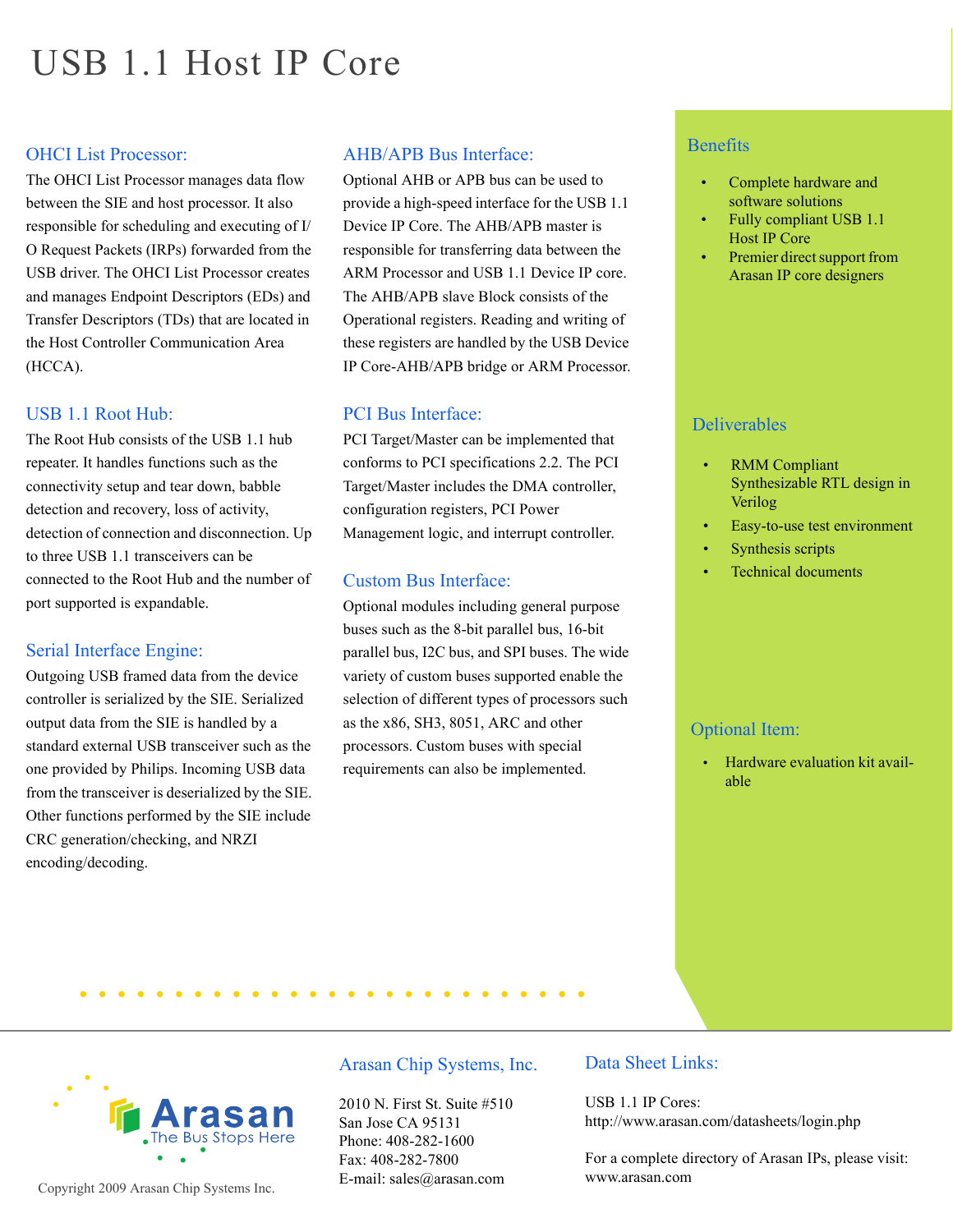# USB 1.1 Host IP Core

## OHCI List Processor:

The OHCI List Processor manages data flow between the SIE and host processor. It also responsible for scheduling and executing of I/O Request Packets (IRPs) forwarded from the USB driver. The OHCI List Processor creates and manages Endpoint Descriptors (EDs) and Transfer Descriptors (TDs) that are located in the Host Controller Communication Area (HCCA).

## USB 1.1 Root Hub:

The Root Hub consists of the USB 1.1 hub repeater. It handles functions such as the connectivity setup and tear down, babble detection and recovery, loss of activity, detection of connection and disconnection. Up to three USB 1.1 transceivers can be connected to the Root Hub and the number of port supported is expandable.

## Serial Interface Engine:

Outgoing USB framed data from the device controller is serialized by the SIE. Serialized output data from the SIE is handled by a standard external USB transceiver such as the one provided by Philips. Incoming USB data from the transceiver is deserialized by the SIE. Other functions performed by the SIE include CRC generation/checking, and NRZI encoding/decoding.

## AHB/APB Bus Interface:

Optional AHB or APB bus can be used to provide a high-speed interface for the USB 1.1 Device IP Core. The AHB/APB master is responsible for transferring data between the ARM Processor and USB 1.1 Device IP core. The AHB/APB slave Block consists of the Operational registers. Reading and writing of these registers are handled by the USB Device IP Core-AHB/APB bridge or ARM Processor.

## PCI Bus Interface:

PCI Target/Master can be implemented that conforms to PCI specifications 2.2. The PCI Target/Master includes the DMA controller, configuration registers, PCI Power Management logic, and interrupt controller.

## Custom Bus Interface:

Optional modules including general purpose buses such as the 8-bit parallel bus, 16-bit parallel bus, I2C bus, and SPI buses. The wide variety of custom buses supported enable the selection of different types of processors such as the x86, SH3, 8051, ARC and other processors. Custom buses with special requirements can also be implemented.

## Benefits

- Complete hardware and software solutions
- Fully compliant USB 1.1 Host IP Core
- Premier direct support from Arasan IP core designers

## Deliverables

- RMM Compliant Synthesizable RTL design in Verilog
- Easy-to-use test environment
- Synthesis scripts
- Technical documents

## Optional Item:

- Hardware evaluation kit available

Arasan
The Bus Stops Here

Copyright 2009 Arasan Chip Systems Inc.

## Arasan Chip Systems, Inc.

2010 N. First St. Suite #510
San Jose CA 95131
Phone: 408-282-1600
Fax: 408-282-7800
E-mail: sales@arasan.com

## Data Sheet Links:

USB 1.1 IP Cores:
http://www.arasan.com/datasheets/login.php

For a complete directory of Arasan IPs, please visit:
www.arasan.com